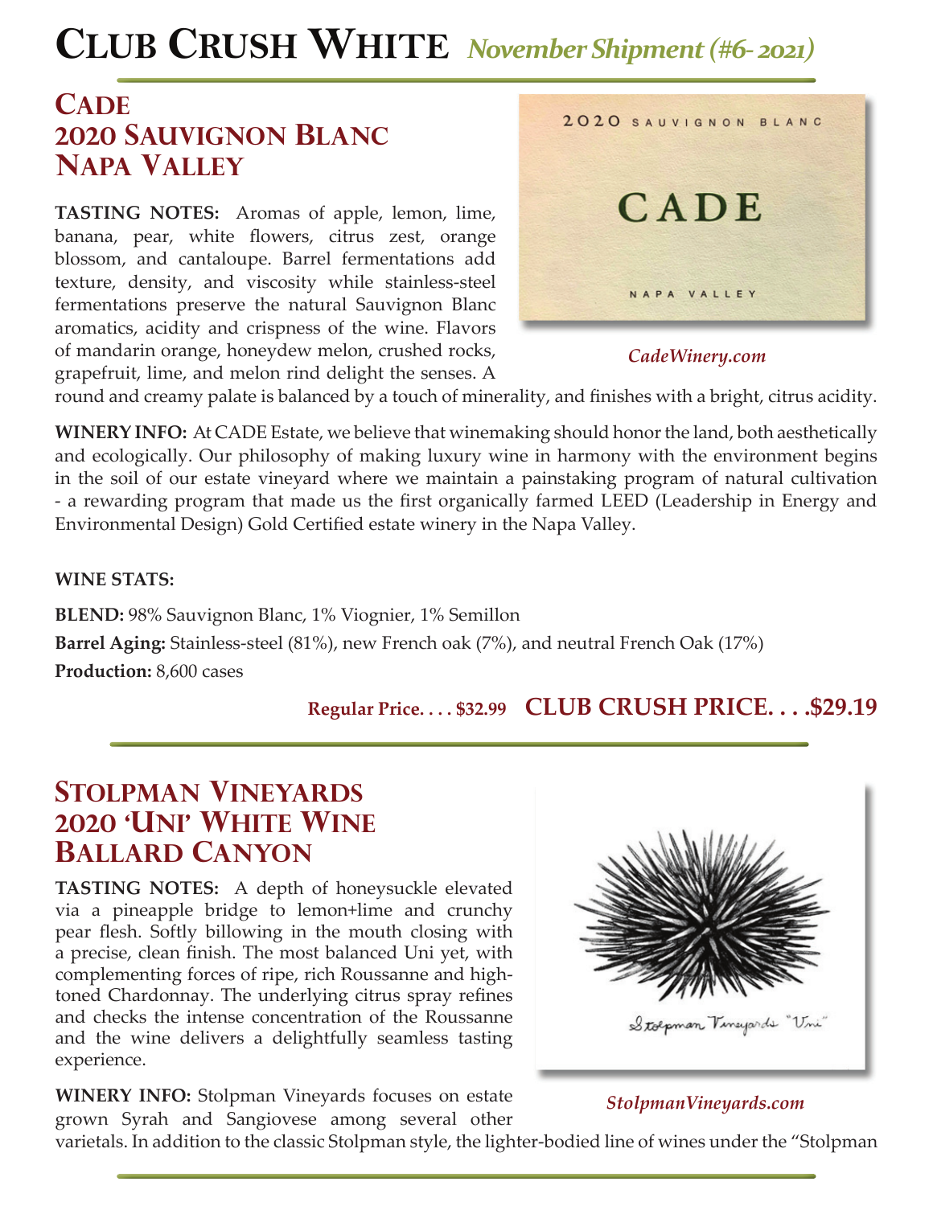# Club Crush White *November Shipment (#6- 2021)*

## Cade 2020 Sauvignon Blanc Napa Valley

*CadeWinery.com*

**TASTING NOTES:** Aromas of apple, lemon, lime, banana, pear, white flowers, citrus zest, orange blossom, and cantaloupe. Barrel fermentations add texture, density, and viscosity while stainless-steel fermentations preserve the natural Sauvignon Blanc aromatics, acidity and crispness of the wine. Flavors of mandarin orange, honeydew melon, crushed rocks, grapefruit, lime, and melon rind delight the senses. A round and creamy palate is balanced by a touch of minerality, and finishes with a bright, citrus acidity.

**WINERY INFO:** At CADE Estate, we believe that winemaking should honor the land, both aesthetically and ecologically. Our philosophy of making luxury wine in harmony with the environment begins in the soil of our estate vineyard where we maintain a painstaking program of natural cultivation - a rewarding program that made us the first organically farmed LEED (Leadership in Energy and Environmental Design) Gold Certified estate winery in the Napa Valley.

**WINE STATS:**

**BLEND:** 98% Sauvignon Blanc, 1% Viognier, 1% Semillon

**Barrel Aging:** Stainless-steel (81%), new French oak (7%), and neutral French Oak (17%)

**Production:** 8,600 cases

**Regular Price. . . . $32.99** **CLUB CRUSH PRICE. . . .$29.19**

---

## Stolpman Vineyards 2020 'Uni' White Wine Ballard Canyon

*StolpmanVineyards.com*

**TASTING NOTES:** A depth of honeysuckle elevated via a pineapple bridge to lemon+lime and crunchy pear flesh. Softly billowing in the mouth closing with a precise, clean finish. The most balanced Uni yet, with complementing forces of ripe, rich Roussanne and high-toned Chardonnay. The underlying citrus spray refines and checks the intense concentration of the Roussanne and the wine delivers a delightfully seamless tasting experience.

**WINERY INFO:** Stolpman Vineyards focuses on estate grown Syrah and Sangiovese among several other varietals. In addition to the classic Stolpman style, the lighter-bodied line of wines under the "Stolpman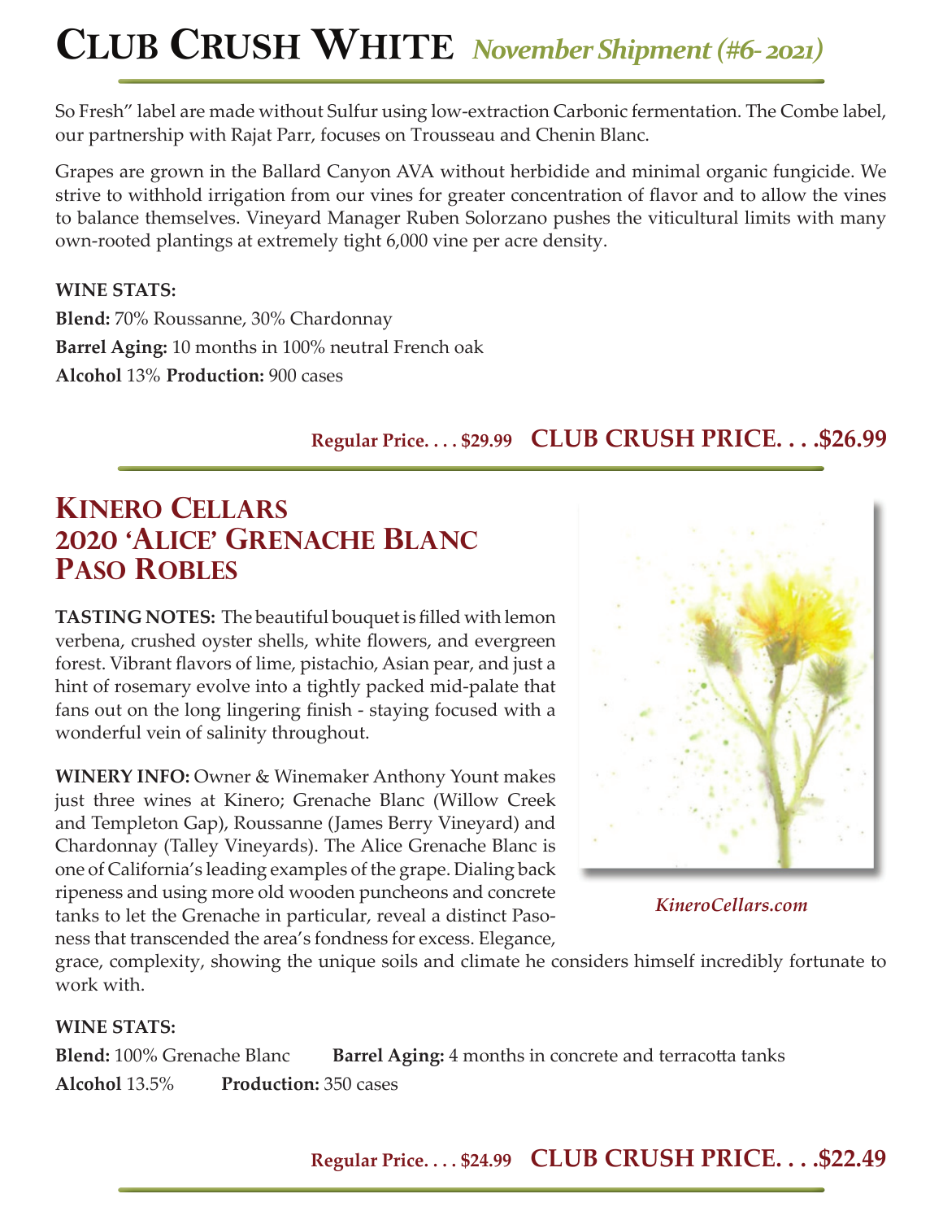# Club Crush White *November Shipment (#6- 2021)*

So Fresh" label are made without Sulfur using low-extraction Carbonic fermentation. The Combe label, our partnership with Rajat Parr, focuses on Trousseau and Chenin Blanc.

Grapes are grown in the Ballard Canyon AVA without herbidide and minimal organic fungicide. We strive to withhold irrigation from our vines for greater concentration of flavor and to allow the vines to balance themselves. Vineyard Manager Ruben Solorzano pushes the viticultural limits with many own-rooted plantings at extremely tight 6,000 vine per acre density.

**WINE STATS:**

**Blend:** 70% Roussanne, 30% Chardonnay

**Barrel Aging:** 10 months in 100% neutral French oak

**Alcohol** 13% **Production:** 900 cases

**Regular Price. . . . $29.99 CLUB CRUSH PRICE. . . .$26.99**

## Kinero Cellars
## 2020 'Alice' Grenache Blanc
## Paso Robles

**TASTING NOTES:** The beautiful bouquet is filled with lemon verbena, crushed oyster shells, white flowers, and evergreen forest. Vibrant flavors of lime, pistachio, Asian pear, and just a hint of rosemary evolve into a tightly packed mid-palate that fans out on the long lingering finish - staying focused with a wonderful vein of salinity throughout.

**WINERY INFO:** Owner & Winemaker Anthony Yount makes just three wines at Kinero; Grenache Blanc (Willow Creek and Templeton Gap), Roussanne (James Berry Vineyard) and Chardonnay (Talley Vineyards). The Alice Grenache Blanc is one of California's leading examples of the grape. Dialing back ripeness and using more old wooden puncheons and concrete tanks to let the Grenache in particular, reveal a distinct Paso-ness that transcended the area's fondness for excess. Elegance, grace, complexity, showing the unique soils and climate he considers himself incredibly fortunate to work with.

*KineroCellars.com*

**WINE STATS:**

**Blend:** 100% Grenache Blanc **Barrel Aging:** 4 months in concrete and terracotta tanks

**Alcohol** 13.5% **Production:** 350 cases

**Regular Price. . . . $24.99 CLUB CRUSH PRICE. . . .$22.49**